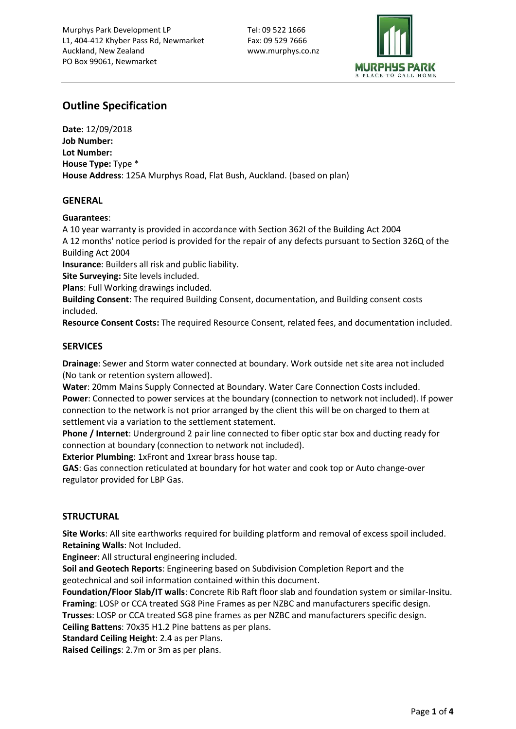Murphys Park Development LP
L1, 404-412 Khyber Pass Rd, Newmarket
Auckland, New Zealand
PO Box 99061, Newmarket

Tel: 09 522 1666
Fax: 09 529 7666
www.murphys.co.nz

MURPHYS PARK
A PLACE TO CALL HOME

# Outline Specification

**Date:** 12/09/2018
**Job Number:**
**Lot Number:**
**House Type:** Type *
**House Address**: 125A Murphys Road, Flat Bush, Auckland. (based on plan)

## GENERAL

**Guarantees**:
A 10 year warranty is provided in accordance with Section 362I of the Building Act 2004
A 12 months' notice period is provided for the repair of any defects pursuant to Section 326Q of the Building Act 2004
**Insurance**: Builders all risk and public liability.
**Site Surveying:** Site levels included.
**Plans**: Full Working drawings included.
**Building Consent**: The required Building Consent, documentation, and Building consent costs included.
**Resource Consent Costs:** The required Resource Consent, related fees, and documentation included.

## SERVICES

**Drainage**: Sewer and Storm water connected at boundary. Work outside net site area not included (No tank or retention system allowed).
**Water**: 20mm Mains Supply Connected at Boundary. Water Care Connection Costs included.
**Power**: Connected to power services at the boundary (connection to network not included). If power connection to the network is not prior arranged by the client this will be on charged to them at settlement via a variation to the settlement statement.
**Phone / Internet**: Underground 2 pair line connected to fiber optic star box and ducting ready for connection at boundary (connection to network not included).
**Exterior Plumbing**: 1xFront and 1xrear brass house tap.
**GAS**: Gas connection reticulated at boundary for hot water and cook top or Auto change-over regulator provided for LBP Gas.

## STRUCTURAL

**Site Works**: All site earthworks required for building platform and removal of excess spoil included.
**Retaining Walls**: Not Included.
**Engineer**: All structural engineering included.
**Soil and Geotech Reports**: Engineering based on Subdivision Completion Report and the geotechnical and soil information contained within this document.
**Foundation/Floor Slab/IT walls**: Concrete Rib Raft floor slab and foundation system or similar-Insitu.
**Framing**: LOSP or CCA treated SG8 Pine Frames as per NZBC and manufacturers specific design.
**Trusses**: LOSP or CCA treated SG8 pine frames as per NZBC and manufacturers specific design.
**Ceiling Battens**: 70x35 H1.2 Pine battens as per plans.
**Standard Ceiling Height**: 2.4 as per Plans.
**Raised Ceilings**: 2.7m or 3m as per plans.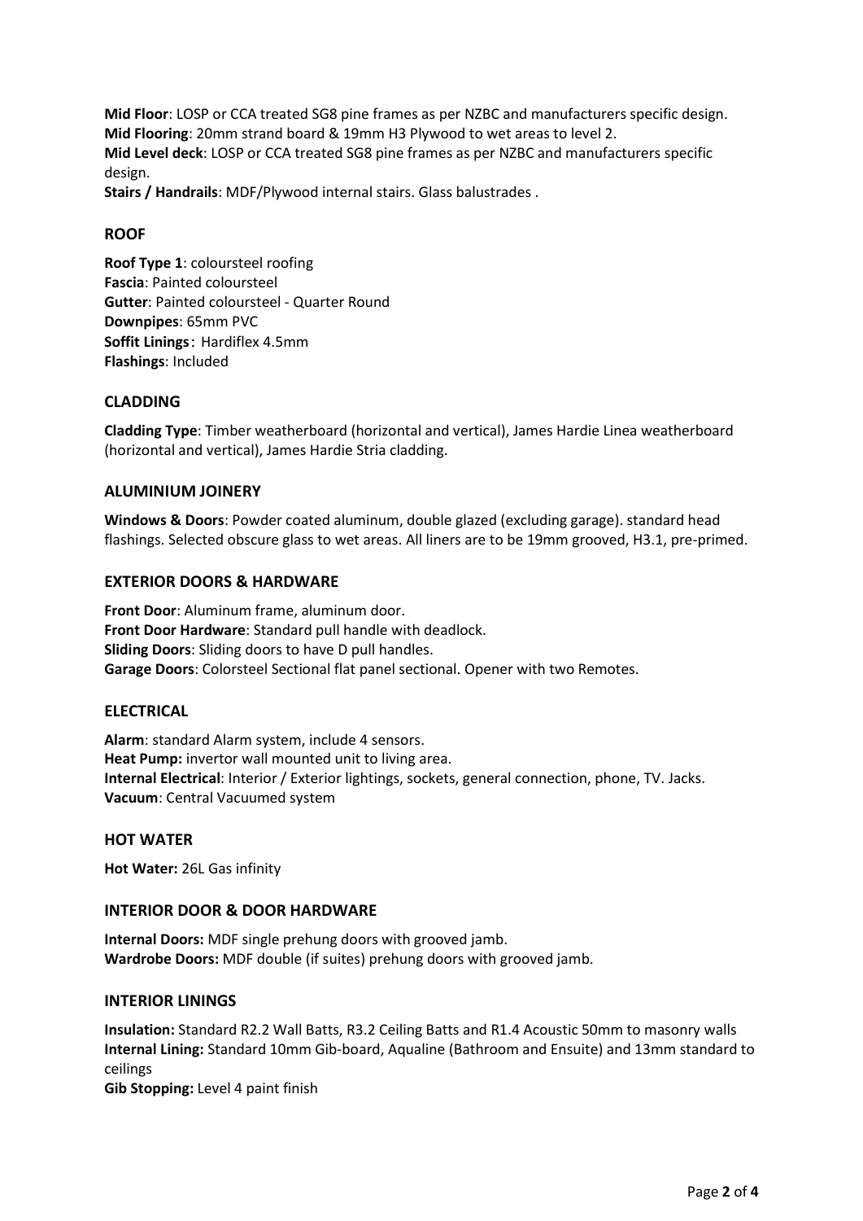**Mid Floor**: LOSP or CCA treated SG8 pine frames as per NZBC and manufacturers specific design.
**Mid Flooring**: 20mm strand board & 19mm H3 Plywood to wet areas to level 2.
**Mid Level deck**: LOSP or CCA treated SG8 pine frames as per NZBC and manufacturers specific design.
**Stairs / Handrails**: MDF/Plywood internal stairs. Glass balustrades .

## ROOF

**Roof Type 1**: coloursteel roofing
**Fascia**: Painted coloursteel
**Gutter**: Painted coloursteel - Quarter Round
**Downpipes**: 65mm PVC
**Soffit Linings**: Hardiflex 4.5mm
**Flashings**: Included

## CLADDING

**Cladding Type**: Timber weatherboard (horizontal and vertical), James Hardie Linea weatherboard (horizontal and vertical), James Hardie Stria cladding.

## ALUMINIUM JOINERY

**Windows & Doors**: Powder coated aluminum, double glazed (excluding garage). standard head flashings. Selected obscure glass to wet areas. All liners are to be 19mm grooved, H3.1, pre-primed.

## EXTERIOR DOORS & HARDWARE

**Front Door**: Aluminum frame, aluminum door.
**Front Door Hardware**: Standard pull handle with deadlock.
**Sliding Doors**: Sliding doors to have D pull handles.
**Garage Doors**: Colorsteel Sectional flat panel sectional. Opener with two Remotes.

## ELECTRICAL

**Alarm**: standard Alarm system, include 4 sensors.
**Heat Pump:** invertor wall mounted unit to living area.
**Internal Electrical**: Interior / Exterior lightings, sockets, general connection, phone, TV. Jacks.
**Vacuum**: Central Vacuumed system

## HOT WATER

**Hot Water:** 26L Gas infinity

## INTERIOR DOOR & DOOR HARDWARE

**Internal Doors:** MDF single prehung doors with grooved jamb.
**Wardrobe Doors:** MDF double (if suites) prehung doors with grooved jamb.

## INTERIOR LININGS

**Insulation:** Standard R2.2 Wall Batts, R3.2 Ceiling Batts and R1.4 Acoustic 50mm to masonry walls
**Internal Lining:** Standard 10mm Gib-board, Aqualine (Bathroom and Ensuite) and 13mm standard to ceilings
**Gib Stopping:** Level 4 paint finish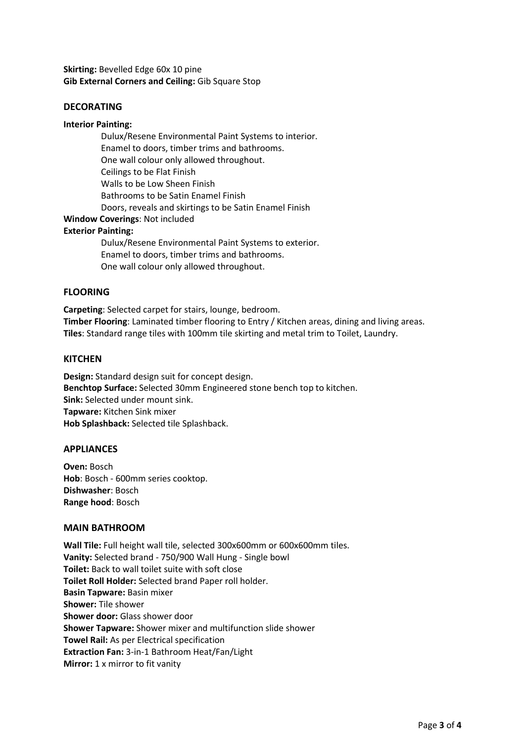**Skirting:** Bevelled Edge 60x 10 pine
**Gib External Corners and Ceiling:** Gib Square Stop

## DECORATING

**Interior Painting:**

Dulux/Resene Environmental Paint Systems to interior.
Enamel to doors, timber trims and bathrooms.
One wall colour only allowed throughout.
Ceilings to be Flat Finish
Walls to be Low Sheen Finish
Bathrooms to be Satin Enamel Finish
Doors, reveals and skirtings to be Satin Enamel Finish

**Window Coverings**: Not included

**Exterior Painting:**

Dulux/Resene Environmental Paint Systems to exterior.
Enamel to doors, timber trims and bathrooms.
One wall colour only allowed throughout.

## FLOORING

**Carpeting**: Selected carpet for stairs, lounge, bedroom.
**Timber Flooring**: Laminated timber flooring to Entry / Kitchen areas, dining and living areas.
**Tiles**: Standard range tiles with 100mm tile skirting and metal trim to Toilet, Laundry.

## KITCHEN

**Design:** Standard design suit for concept design.
**Benchtop Surface:** Selected 30mm Engineered stone bench top to kitchen.
**Sink:** Selected under mount sink.
**Tapware:** Kitchen Sink mixer
**Hob Splashback:** Selected tile Splashback.

## APPLIANCES

**Oven:** Bosch
**Hob**: Bosch - 600mm series cooktop.
**Dishwasher**: Bosch
**Range hood**: Bosch

## MAIN BATHROOM

**Wall Tile:** Full height wall tile, selected 300x600mm or 600x600mm tiles.
**Vanity:** Selected brand - 750/900 Wall Hung - Single bowl
**Toilet:** Back to wall toilet suite with soft close
**Toilet Roll Holder:** Selected brand Paper roll holder.
**Basin Tapware:** Basin mixer
**Shower:** Tile shower
**Shower door:** Glass shower door
**Shower Tapware:** Shower mixer and multifunction slide shower
**Towel Rail:** As per Electrical specification
**Extraction Fan:** 3-in-1 Bathroom Heat/Fan/Light
**Mirror:** 1 x mirror to fit vanity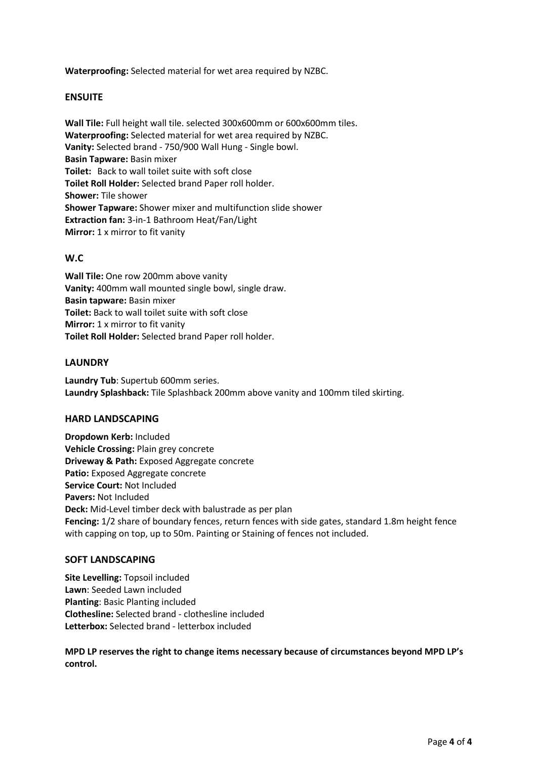**Waterproofing:** Selected material for wet area required by NZBC.

## ENSUITE

**Wall Tile:** Full height wall tile. selected 300x600mm or 600x600mm tiles.
**Waterproofing:** Selected material for wet area required by NZBC.
**Vanity:** Selected brand - 750/900 Wall Hung - Single bowl.
**Basin Tapware:** Basin mixer
**Toilet:** Back to wall toilet suite with soft close
**Toilet Roll Holder:** Selected brand Paper roll holder.
**Shower:** Tile shower
**Shower Tapware:** Shower mixer and multifunction slide shower
**Extraction fan:** 3-in-1 Bathroom Heat/Fan/Light
**Mirror:** 1 x mirror to fit vanity

## W.C

**Wall Tile:** One row 200mm above vanity
**Vanity:** 400mm wall mounted single bowl, single draw.
**Basin tapware:** Basin mixer
**Toilet:** Back to wall toilet suite with soft close
**Mirror:** 1 x mirror to fit vanity
**Toilet Roll Holder:** Selected brand Paper roll holder.

## LAUNDRY

**Laundry Tub**: Supertub 600mm series.
**Laundry Splashback:** Tile Splashback 200mm above vanity and 100mm tiled skirting.

## HARD LANDSCAPING

**Dropdown Kerb:** Included
**Vehicle Crossing:** Plain grey concrete
**Driveway & Path:** Exposed Aggregate concrete
**Patio:** Exposed Aggregate concrete
**Service Court:** Not Included
**Pavers:** Not Included
**Deck:** Mid-Level timber deck with balustrade as per plan
**Fencing:** 1/2 share of boundary fences, return fences with side gates, standard 1.8m height fence with capping on top, up to 50m. Painting or Staining of fences not included.

## SOFT LANDSCAPING

**Site Levelling:** Topsoil included
**Lawn**: Seeded Lawn included
**Planting**: Basic Planting included
**Clothesline:** Selected brand - clothesline included
**Letterbox:** Selected brand - letterbox included

**MPD LP reserves the right to change items necessary because of circumstances beyond MPD LP's control.**